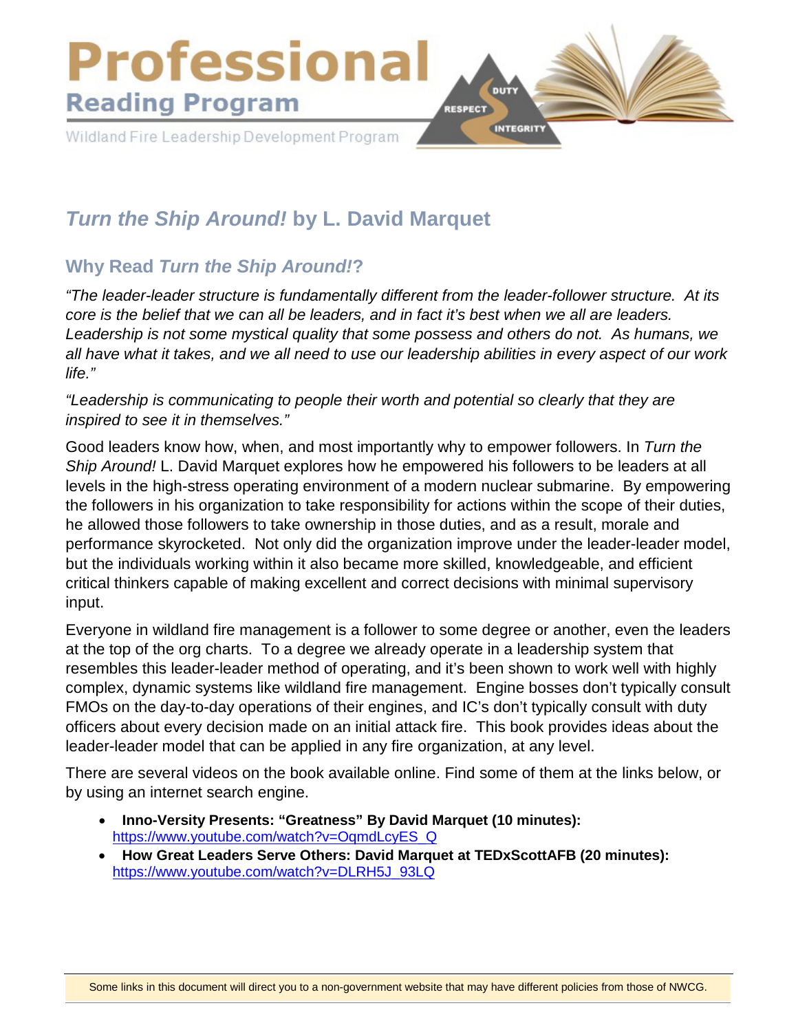# Professional Reading Program

Wildland Fire Leadership Development Program

## *Turn the Ship Around!* by L. David Marquet

### Why Read *Turn the Ship Around!*?

*"The leader-leader structure is fundamentally different from the leader-follower structure. At its core is the belief that we can all be leaders, and in fact it's best when we all are leaders. Leadership is not some mystical quality that some possess and others do not. As humans, we all have what it takes, and we all need to use our leadership abilities in every aspect of our work life."*

*"Leadership is communicating to people their worth and potential so clearly that they are inspired to see it in themselves."*

Good leaders know how, when, and most importantly why to empower followers. In *Turn the Ship Around!* L. David Marquet explores how he empowered his followers to be leaders at all levels in the high-stress operating environment of a modern nuclear submarine. By empowering the followers in his organization to take responsibility for actions within the scope of their duties, he allowed those followers to take ownership in those duties, and as a result, morale and performance skyrocketed. Not only did the organization improve under the leader-leader model, but the individuals working within it also became more skilled, knowledgeable, and efficient critical thinkers capable of making excellent and correct decisions with minimal supervisory input.

Everyone in wildland fire management is a follower to some degree or another, even the leaders at the top of the org charts. To a degree we already operate in a leadership system that resembles this leader-leader method of operating, and it's been shown to work well with highly complex, dynamic systems like wildland fire management. Engine bosses don't typically consult FMOs on the day-to-day operations of their engines, and IC's don't typically consult with duty officers about every decision made on an initial attack fire. This book provides ideas about the leader-leader model that can be applied in any fire organization, at any level.

There are several videos on the book available online. Find some of them at the links below, or by using an internet search engine.

- **Inno-Versity Presents: "Greatness" By David Marquet (10 minutes):** https://www.youtube.com/watch?v=OqmdLcyES_Q
- **How Great Leaders Serve Others: David Marquet at TEDxScottAFB (20 minutes):** https://www.youtube.com/watch?v=DLRH5J_93LQ

Some links in this document will direct you to a non-government website that may have different policies from those of NWCG.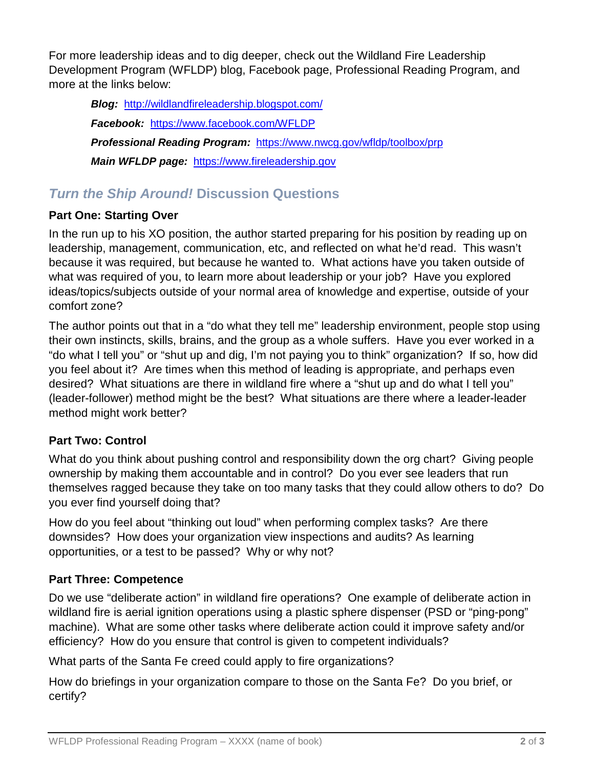For more leadership ideas and to dig deeper, check out the Wildland Fire Leadership Development Program (WFLDP) blog, Facebook page, Professional Reading Program, and more at the links below:

> ***Blog:*** http://wildlandfireleadership.blogspot.com/
>
> ***Facebook:*** https://www.facebook.com/WFLDP
>
> ***Professional Reading Program:*** https://www.nwcg.gov/wfldp/toolbox/prp
>
> ***Main WFLDP page:*** https://www.fireleadership.gov

## *Turn the Ship Around!* Discussion Questions

### Part One: Starting Over

In the run up to his XO position, the author started preparing for his position by reading up on leadership, management, communication, etc, and reflected on what he'd read. This wasn't because it was required, but because he wanted to. What actions have you taken outside of what was required of you, to learn more about leadership or your job? Have you explored ideas/topics/subjects outside of your normal area of knowledge and expertise, outside of your comfort zone?

The author points out that in a "do what they tell me" leadership environment, people stop using their own instincts, skills, brains, and the group as a whole suffers. Have you ever worked in a "do what I tell you" or "shut up and dig, I'm not paying you to think" organization? If so, how did you feel about it? Are times when this method of leading is appropriate, and perhaps even desired? What situations are there in wildland fire where a "shut up and do what I tell you" (leader-follower) method might be the best? What situations are there where a leader-leader method might work better?

### Part Two: Control

What do you think about pushing control and responsibility down the org chart? Giving people ownership by making them accountable and in control? Do you ever see leaders that run themselves ragged because they take on too many tasks that they could allow others to do? Do you ever find yourself doing that?

How do you feel about "thinking out loud" when performing complex tasks? Are there downsides? How does your organization view inspections and audits? As learning opportunities, or a test to be passed? Why or why not?

### Part Three: Competence

Do we use "deliberate action" in wildland fire operations? One example of deliberate action in wildland fire is aerial ignition operations using a plastic sphere dispenser (PSD or "ping-pong" machine). What are some other tasks where deliberate action could it improve safety and/or efficiency? How do you ensure that control is given to competent individuals?

What parts of the Santa Fe creed could apply to fire organizations?

How do briefings in your organization compare to those on the Santa Fe? Do you brief, or certify?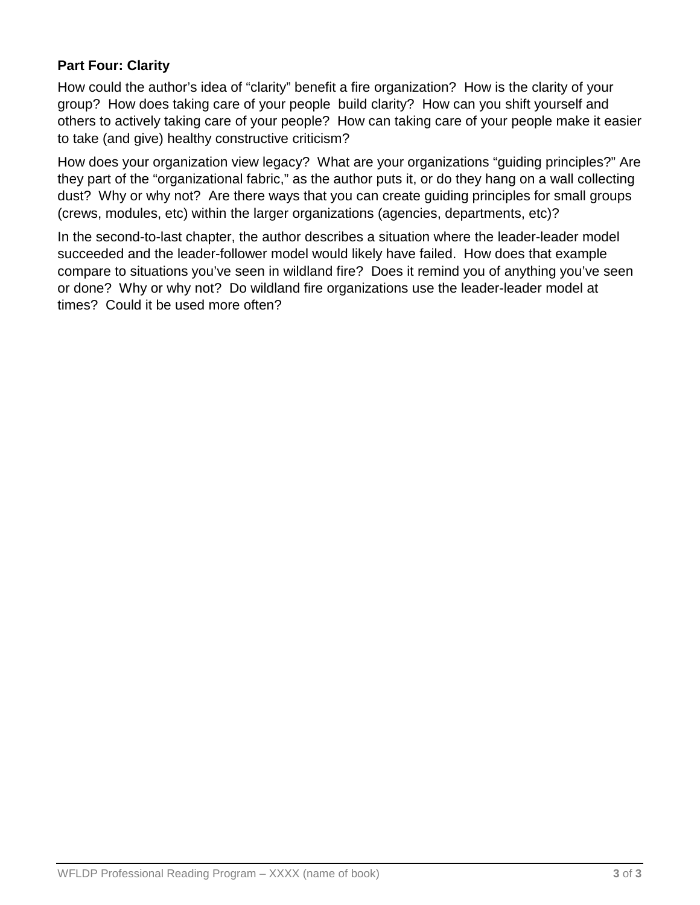**Part Four: Clarity**

How could the author's idea of "clarity" benefit a fire organization? How is the clarity of your group? How does taking care of your people build clarity? How can you shift yourself and others to actively taking care of your people? How can taking care of your people make it easier to take (and give) healthy constructive criticism?

How does your organization view legacy? What are your organizations "guiding principles?" Are they part of the "organizational fabric," as the author puts it, or do they hang on a wall collecting dust? Why or why not? Are there ways that you can create guiding principles for small groups (crews, modules, etc) within the larger organizations (agencies, departments, etc)?

In the second-to-last chapter, the author describes a situation where the leader-leader model succeeded and the leader-follower model would likely have failed. How does that example compare to situations you've seen in wildland fire? Does it remind you of anything you've seen or done? Why or why not? Do wildland fire organizations use the leader-leader model at times? Could it be used more often?